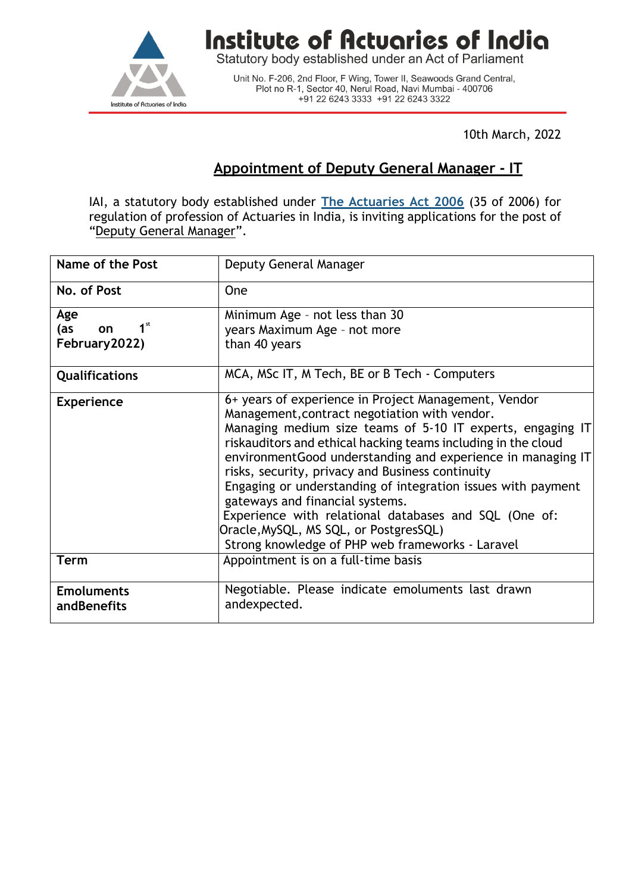# Institute of Actuaries of India

Statutory body established under an Act of Parliament

Unit No. F-206, 2nd Floor, F Wing, Tower II, Seawoods Grand Central,
Plot no R-1, Sector 40, Nerul Road, Navi Mumbai - 400706
+91 22 6243 3333 +91 22 6243 3322

10th March, 2022

## Appointment of Deputy General Manager - IT

IAI, a statutory body established under **The Actuaries Act 2006** (35 of 2006) for regulation of profession of Actuaries in India, is inviting applications for the post of "Deputy General Manager".

| **Name of the Post** | Deputy General Manager |
|---|---|
| **No. of Post** | One |
| **Age (as on 1st February2022)** | Minimum Age - not less than 30 years Maximum Age - not more than 40 years |
| **Qualifications** | MCA, MSc IT, M Tech, BE or B Tech - Computers |
| **Experience** | 6+ years of experience in Project Management, Vendor Management,contract negotiation with vendor. Managing medium size teams of 5-10 IT experts, engaging IT riskauditors and ethical hacking teams including in the cloud environmentGood understanding and experience in managing IT risks, security, privacy and Business continuity Engaging or understanding of integration issues with payment gateways and financial systems. Experience with relational databases and SQL (One of: Oracle,MySQL, MS SQL, or PostgresSQL) Strong knowledge of PHP web frameworks - Laravel |
| **Term** | Appointment is on a full-time basis |
| **Emoluments andBenefits** | Negotiable. Please indicate emoluments last drawn andexpected. |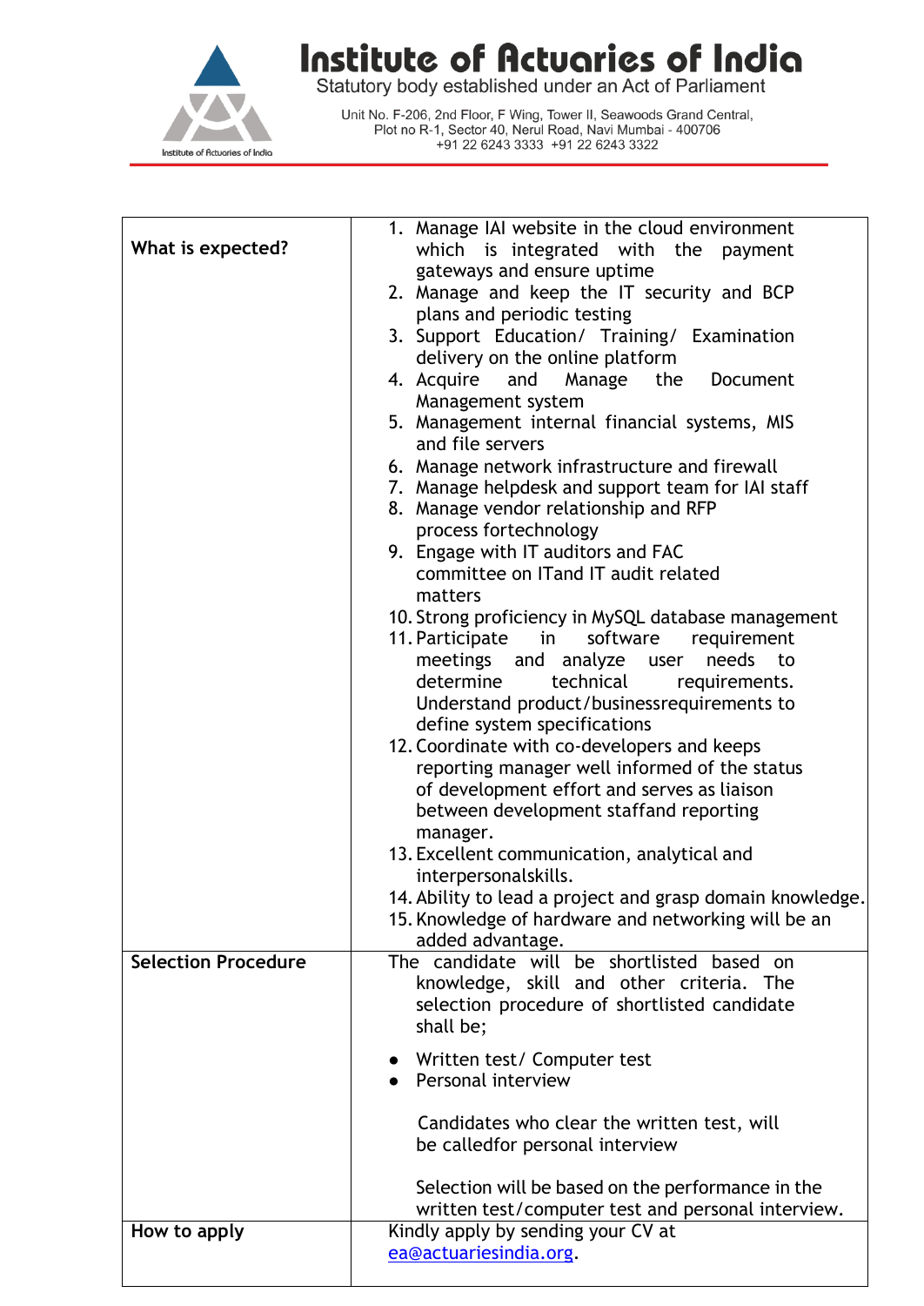# Institute of Actuaries of India

Statutory body established under an Act of Parliament

Unit No. F-206, 2nd Floor, F Wing, Tower II, Seawoods Grand Central, Plot no R-1, Sector 40, Nerul Road, Navi Mumbai - 400706
+91 22 6243 3333 +91 22 6243 3322

| | |
|---|---|
| **What is expected?** | 1. Manage IAI website in the cloud environment which is integrated with the payment gateways and ensure uptime<br>2. Manage and keep the IT security and BCP plans and periodic testing<br>3. Support Education/ Training/ Examination delivery on the online platform<br>4. Acquire and Manage the Document Management system<br>5. Management internal financial systems, MIS and file servers<br>6. Manage network infrastructure and firewall<br>7. Manage helpdesk and support team for IAI staff<br>8. Manage vendor relationship and RFP process fortechnology<br>9. Engage with IT auditors and FAC committee on ITand IT audit related matters<br>10. Strong proficiency in MySQL database management<br>11. Participate in software requirement meetings and analyze user needs to determine technical requirements. Understand product/businessrequirements to define system specifications<br>12. Coordinate with co-developers and keeps reporting manager well informed of the status of development effort and serves as liaison between development staffand reporting manager.<br>13. Excellent communication, analytical and interpersonalskills.<br>14. Ability to lead a project and grasp domain knowledge.<br>15. Knowledge of hardware and networking will be an added advantage. |
| **Selection Procedure** | The candidate will be shortlisted based on knowledge, skill and other criteria. The selection procedure of shortlisted candidate shall be;<br>• Written test/ Computer test<br>• Personal interview<br><br>Candidates who clear the written test, will be calledfor personal interview<br><br>Selection will be based on the performance in the written test/computer test and personal interview. |
| **How to apply** | Kindly apply by sending your CV at ea@actuariesindia.org. |